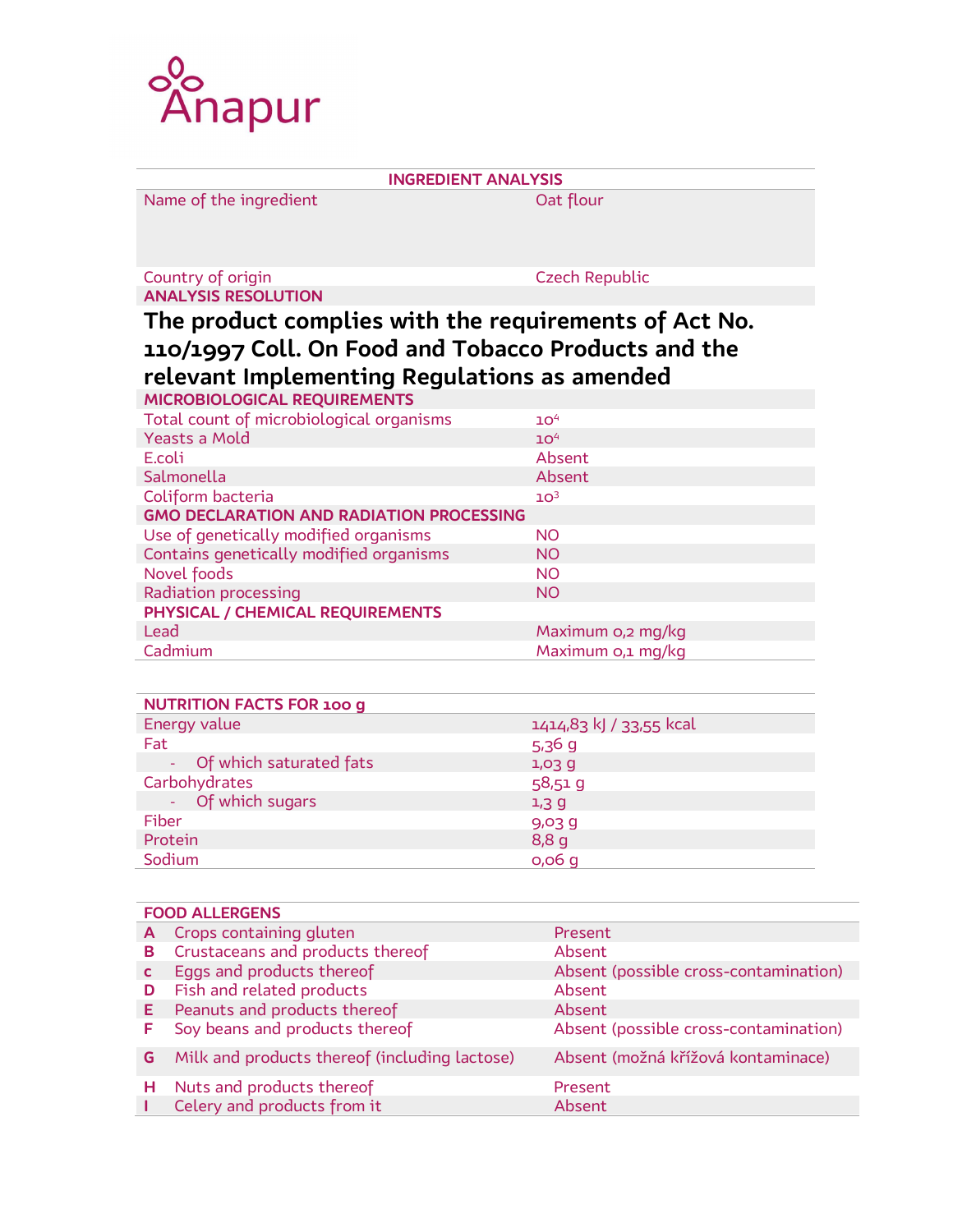Anapur

| INGREDIENT ANALYSIS | |
|---|---|
| Name of the ingredient | Oat flour |
| Country of origin | Czech Republic |
| **ANALYSIS RESOLUTION** | |

## The product complies with the requirements of Act No. 110/1997 Coll. On Food and Tobacco Products and the relevant Implementing Regulations as amended

| MICROBIOLOGICAL REQUIREMENTS | |
|---|---|
| Total count of microbiological organisms | $10^4$ |
| Yeasts a Mold | $10^4$ |
| E.coli | Absent |
| Salmonella | Absent |
| Coliform bacteria | $10^3$ |
| **GMO DECLARATION AND RADIATION PROCESSING** | |
| Use of genetically modified organisms | NO |
| Contains genetically modified organisms | NO |
| Novel foods | NO |
| Radiation processing | NO |
| **PHYSICAL / CHEMICAL REQUIREMENTS** | |
| Lead | Maximum 0,2 mg/kg |
| Cadmium | Maximum 0,1 mg/kg |

| NUTRITION FACTS FOR 100 g | |
|---|---|
| Energy value | 1414,83 kJ / 33,55 kcal |
| Fat | 5,36 g |
| - Of which saturated fats | 1,03 g |
| Carbohydrates | 58,51 g |
| - Of which sugars | 1,3 g |
| Fiber | 9,03 g |
| Protein | 8,8 g |
| Sodium | 0,06 g |

| FOOD ALLERGENS | | |
|---|---|---|
| A | Crops containing gluten | Present |
| B | Crustaceans and products thereof | Absent |
| c | Eggs and products thereof | Absent (possible cross-contamination) |
| D | Fish and related products | Absent |
| E | Peanuts and products thereof | Absent |
| F | Soy beans and products thereof | Absent (possible cross-contamination) |
| G | Milk and products thereof (including lactose) | Absent (možná křížová kontaminace) |
| H | Nuts and products thereof | Present |
| I | Celery and products from it | Absent |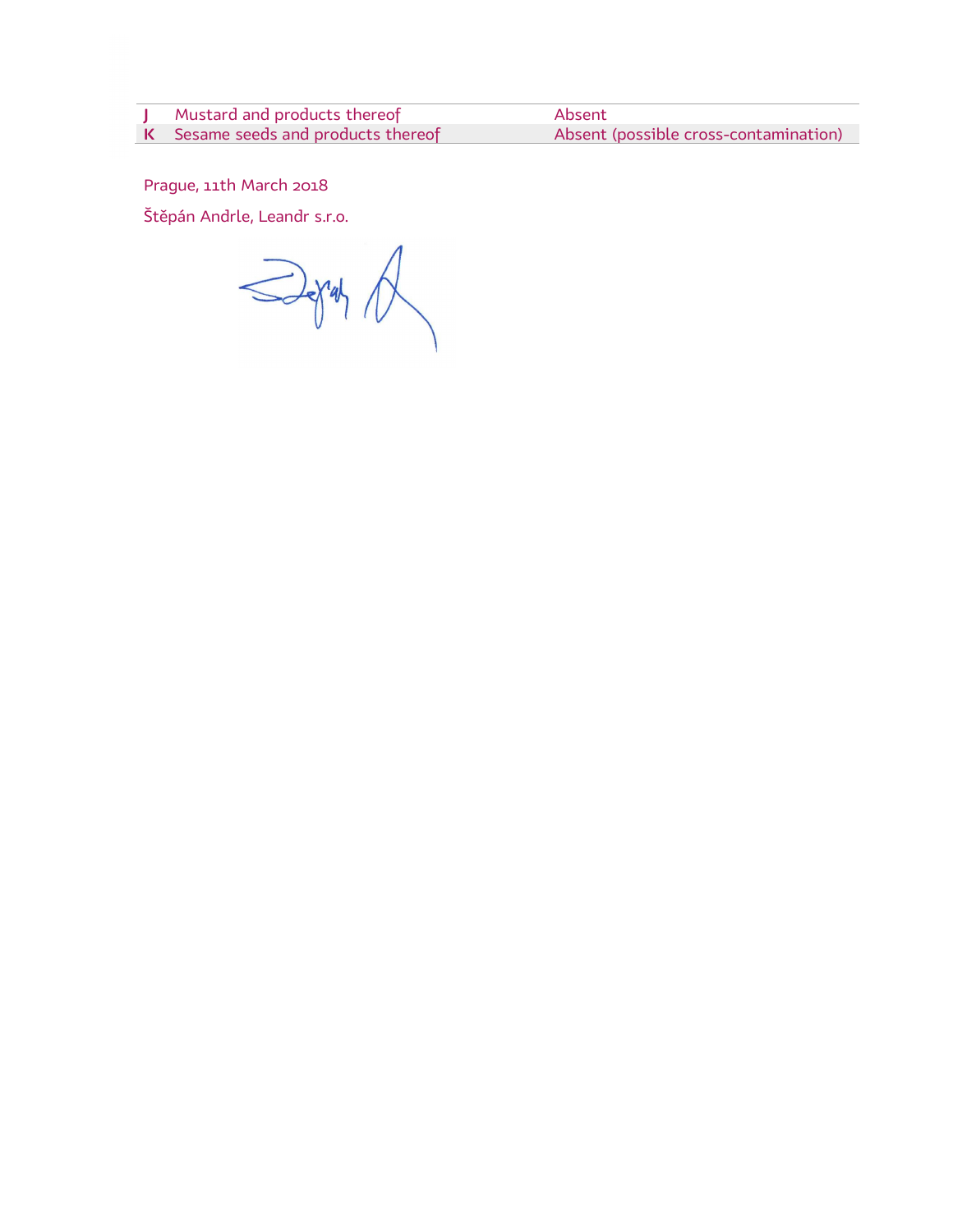| | | |
|---|---|---|
| J | Mustard and products thereof | Absent |
| K | Sesame seeds and products thereof | Absent (possible cross-contamination) |

Prague, 11th March 2018

Štěpán Andrle, Leandr s.r.o.